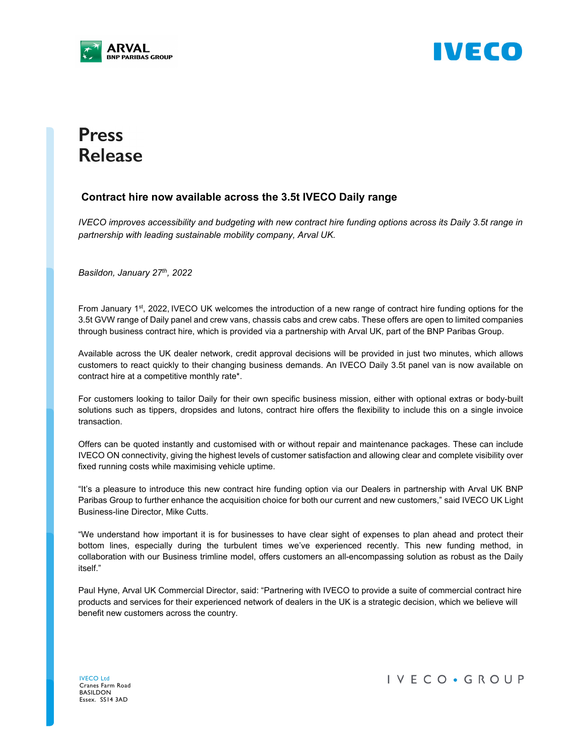# Press Release

## Contract hire now available across the 3.5t IVECO Daily range

*IVECO improves accessibility and budgeting with new contract hire funding options across its Daily 3.5t range in partnership with leading sustainable mobility company, Arval UK.*

*Basildon, January 27th, 2022*

From January 1st, 2022, IVECO UK welcomes the introduction of a new range of contract hire funding options for the 3.5t GVW range of Daily panel and crew vans, chassis cabs and crew cabs. These offers are open to limited companies through business contract hire, which is provided via a partnership with Arval UK, part of the BNP Paribas Group.

Available across the UK dealer network, credit approval decisions will be provided in just two minutes, which allows customers to react quickly to their changing business demands. An IVECO Daily 3.5t panel van is now available on contract hire at a competitive monthly rate*.

For customers looking to tailor Daily for their own specific business mission, either with optional extras or body-built solutions such as tippers, dropsides and lutons, contract hire offers the flexibility to include this on a single invoice transaction.

Offers can be quoted instantly and customised with or without repair and maintenance packages. These can include IVECO ON connectivity, giving the highest levels of customer satisfaction and allowing clear and complete visibility over fixed running costs while maximising vehicle uptime.

“It’s a pleasure to introduce this new contract hire funding option via our Dealers in partnership with Arval UK BNP Paribas Group to further enhance the acquisition choice for both our current and new customers,” said IVECO UK Light Business-line Director, Mike Cutts.

“We understand how important it is for businesses to have clear sight of expenses to plan ahead and protect their bottom lines, especially during the turbulent times we’ve experienced recently. This new funding method, in collaboration with our Business trimline model, offers customers an all-encompassing solution as robust as the Daily itself.”

Paul Hyne, Arval UK Commercial Director, said: “Partnering with IVECO to provide a suite of commercial contract hire products and services for their experienced network of dealers in the UK is a strategic decision, which we believe will benefit new customers across the country.

IVECO Ltd
Cranes Farm Road
BASILDON
Essex. SS14 3AD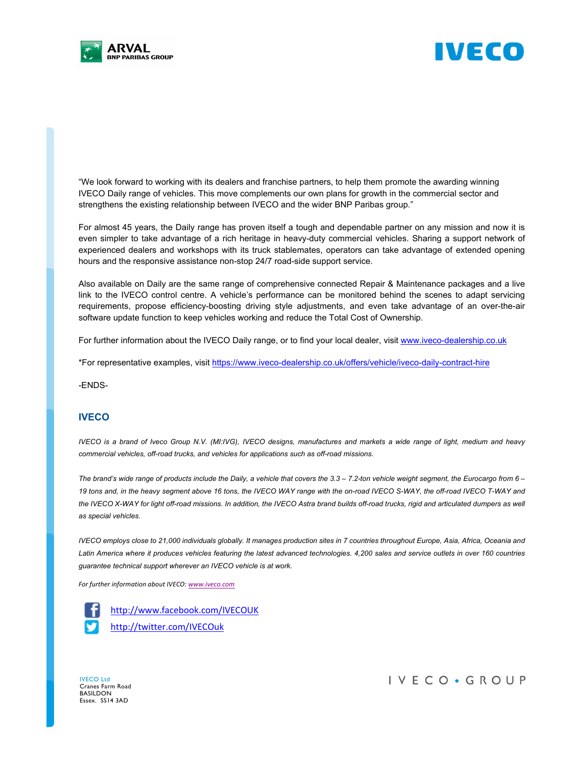"We look forward to working with its dealers and franchise partners, to help them promote the awarding winning IVECO Daily range of vehicles. This move complements our own plans for growth in the commercial sector and strengthens the existing relationship between IVECO and the wider BNP Paribas group."

For almost 45 years, the Daily range has proven itself a tough and dependable partner on any mission and now it is even simpler to take advantage of a rich heritage in heavy-duty commercial vehicles. Sharing a support network of experienced dealers and workshops with its truck stablemates, operators can take advantage of extended opening hours and the responsive assistance non-stop 24/7 road-side support service.

Also available on Daily are the same range of comprehensive connected Repair & Maintenance packages and a live link to the IVECO control centre. A vehicle's performance can be monitored behind the scenes to adapt servicing requirements, propose efficiency-boosting driving style adjustments, and even take advantage of an over-the-air software update function to keep vehicles working and reduce the Total Cost of Ownership.

For further information about the IVECO Daily range, or to find your local dealer, visit www.iveco-dealership.co.uk

*For representative examples, visit https://www.iveco-dealership.co.uk/offers/vehicle/iveco-daily-contract-hire

-ENDS-

## IVECO

*IVECO is a brand of Iveco Group N.V. (MI:IVG), IVECO designs, manufactures and markets a wide range of light, medium and heavy commercial vehicles, off-road trucks, and vehicles for applications such as off-road missions.*

*The brand's wide range of products include the Daily, a vehicle that covers the 3.3 – 7.2-ton vehicle weight segment, the Eurocargo from 6 – 19 tons and, in the heavy segment above 16 tons, the IVECO WAY range with the on-road IVECO S-WAY, the off-road IVECO T-WAY and the IVECO X-WAY for light off-road missions. In addition, the IVECO Astra brand builds off-road trucks, rigid and articulated dumpers as well as special vehicles.*

*IVECO employs close to 21,000 individuals globally. It manages production sites in 7 countries throughout Europe, Asia, Africa, Oceania and Latin America where it produces vehicles featuring the latest advanced technologies. 4,200 sales and service outlets in over 160 countries guarantee technical support wherever an IVECO vehicle is at work.*

*For further information about IVECO: www.iveco.com*

http://www.facebook.com/IVECOUK
http://twitter.com/IVECOuk

IVECO Ltd
Cranes Farm Road
BASILDON
Essex. SS14 3AD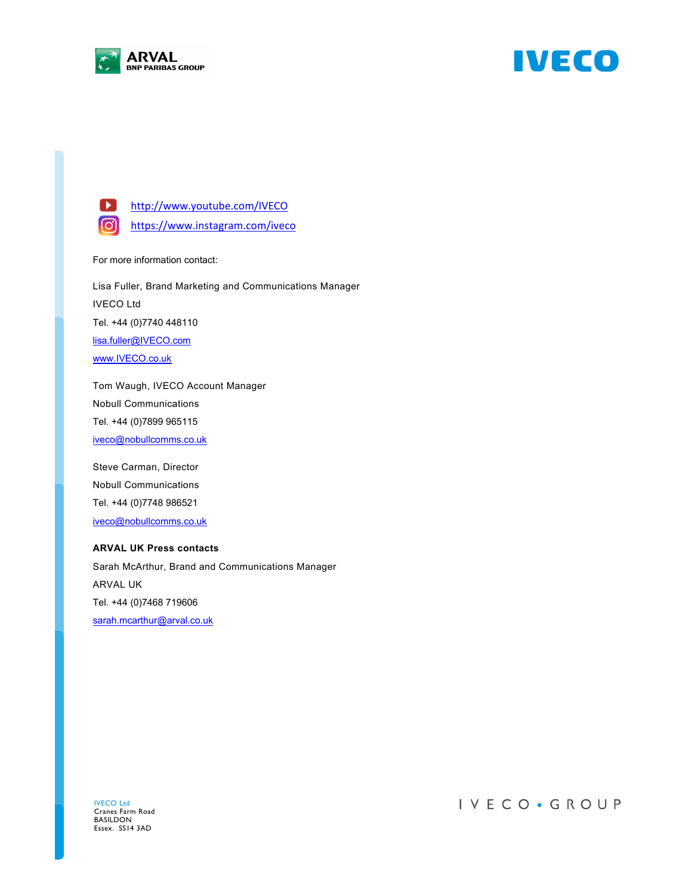http://www.youtube.com/IVECO

https://www.instagram.com/iveco

For more information contact:

Lisa Fuller, Brand Marketing and Communications Manager
IVECO Ltd
Tel. +44 (0)7740 448110
lisa.fuller@IVECO.com
www.IVECO.co.uk

Tom Waugh, IVECO Account Manager
Nobull Communications
Tel. +44 (0)7899 965115
iveco@nobullcomms.co.uk

Steve Carman, Director
Nobull Communications
Tel. +44 (0)7748 986521
iveco@nobullcomms.co.uk

**ARVAL UK Press contacts**
Sarah McArthur, Brand and Communications Manager
ARVAL UK
Tel. +44 (0)7468 719606
sarah.mcarthur@arval.co.uk

IVECO Ltd
Cranes Farm Road
BASILDON
Essex. SS14 3AD